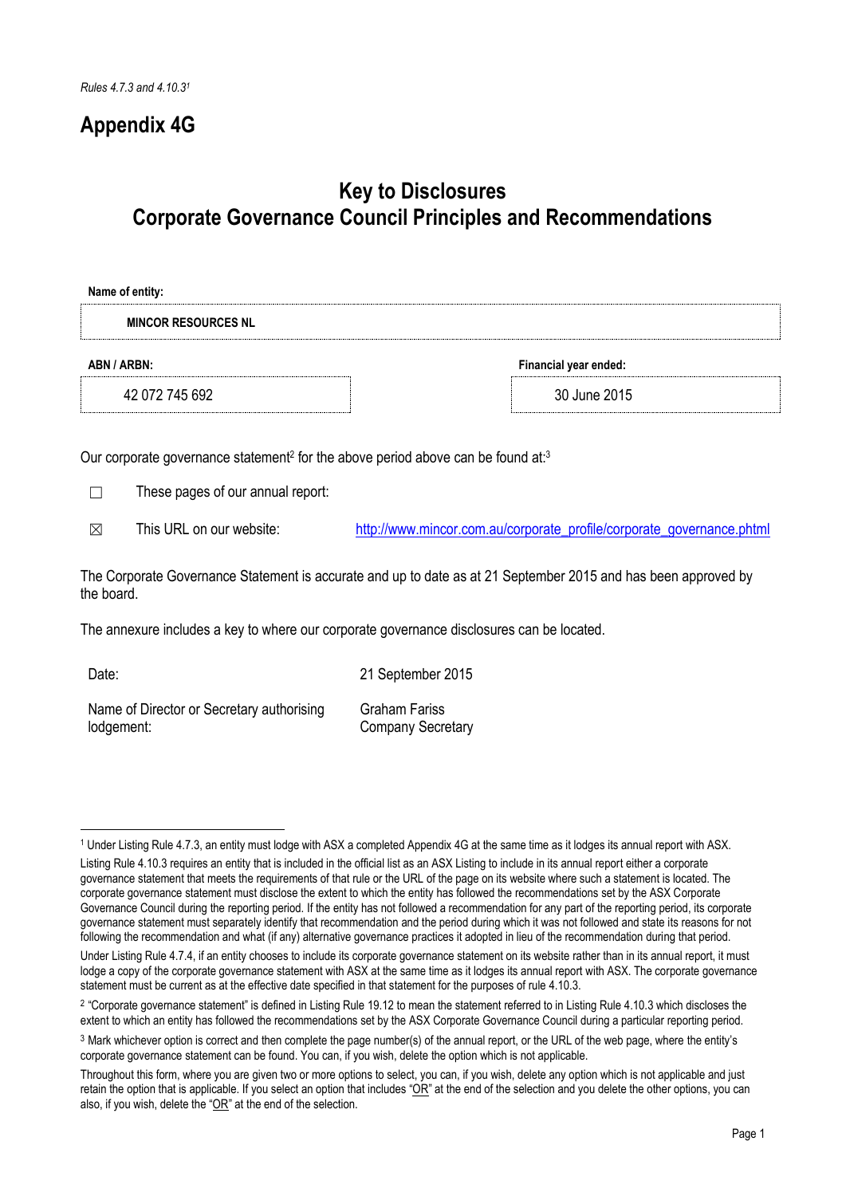*Rules 4.7.3 and 4.10.3[1]*

# Appendix 4G

## Key to Disclosures
## Corporate Governance Council Principles and Recommendations

**Name of entity:**

**MINCOR RESOURCES NL**

| **ABN / ARBN:** | **Financial year ended:** |
|---|---|
| 42 072 745 692 | 30 June 2015 |

Our corporate governance statement[2] for the above period above can be found at:[3]

☐ These pages of our annual report:

☒ This URL on our website: http://www.mincor.com.au/corporate_profile/corporate_governance.phtml

The Corporate Governance Statement is accurate and up to date as at 21 September 2015 and has been approved by the board.

The annexure includes a key to where our corporate governance disclosures can be located.

| | |
|---|---|
| Date: | 21 September 2015 |
| Name of Director or Secretary authorising lodgement: | Graham Fariss<br>Company Secretary |

---

[1] Under Listing Rule 4.7.3, an entity must lodge with ASX a completed Appendix 4G at the same time as it lodges its annual report with ASX.

Listing Rule 4.10.3 requires an entity that is included in the official list as an ASX Listing to include in its annual report either a corporate governance statement that meets the requirements of that rule or the URL of the page on its website where such a statement is located. The corporate governance statement must disclose the extent to which the entity has followed the recommendations set by the ASX Corporate Governance Council during the reporting period. If the entity has not followed a recommendation for any part of the reporting period, its corporate governance statement must separately identify that recommendation and the period during which it was not followed and state its reasons for not following the recommendation and what (if any) alternative governance practices it adopted in lieu of the recommendation during that period.

Under Listing Rule 4.7.4, if an entity chooses to include its corporate governance statement on its website rather than in its annual report, it must lodge a copy of the corporate governance statement with ASX at the same time as it lodges its annual report with ASX. The corporate governance statement must be current as at the effective date specified in that statement for the purposes of rule 4.10.3.

[2] "Corporate governance statement" is defined in Listing Rule 19.12 to mean the statement referred to in Listing Rule 4.10.3 which discloses the extent to which an entity has followed the recommendations set by the ASX Corporate Governance Council during a particular reporting period.

[3] Mark whichever option is correct and then complete the page number(s) of the annual report, or the URL of the web page, where the entity's corporate governance statement can be found. You can, if you wish, delete the option which is not applicable.

Throughout this form, where you are given two or more options to select, you can, if you wish, delete any option which is not applicable and just retain the option that is applicable. If you select an option that includes "OR" at the end of the selection and you delete the other options, you can also, if you wish, delete the "OR" at the end of the selection.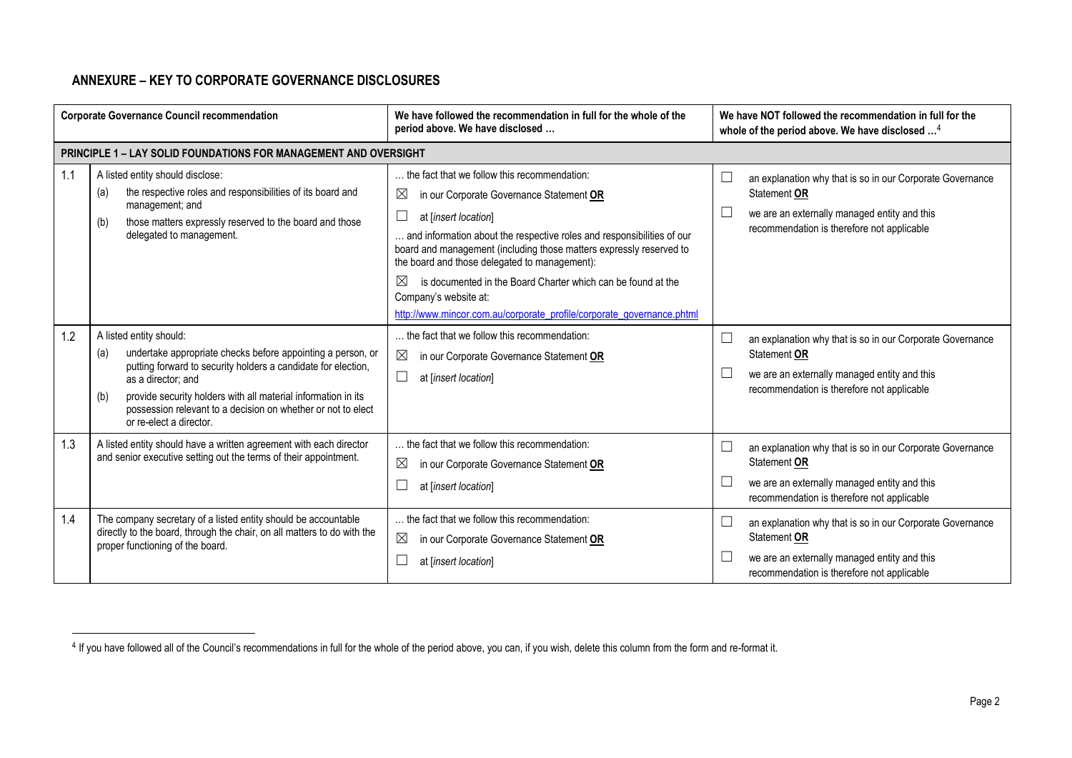## ANNEXURE – KEY TO CORPORATE GOVERNANCE DISCLOSURES

| | Corporate Governance Council recommendation | We have followed the recommendation in full for the whole of the period above. We have disclosed … | We have NOT followed the recommendation in full for the whole of the period above. We have disclosed …[4] |
|---|---|---|---|
| **PRINCIPLE 1 – LAY SOLID FOUNDATIONS FOR MANAGEMENT AND OVERSIGHT** | | | |
| 1.1 | A listed entity should disclose:<br>(a) the respective roles and responsibilities of its board and management; and<br>(b) those matters expressly reserved to the board and those delegated to management. | … the fact that we follow this recommendation:<br>☒ in our Corporate Governance Statement **OR**<br>☐ at [*insert location*]<br>… and information about the respective roles and responsibilities of our board and management (including those matters expressly reserved to the board and those delegated to management):<br>☒ is documented in the Board Charter which can be found at the Company's website at:<br>http://www.mincor.com.au/corporate_profile/corporate_governance.phtml | ☐ an explanation why that is so in our Corporate Governance Statement **OR**<br>☐ we are an externally managed entity and this recommendation is therefore not applicable |
| 1.2 | A listed entity should:<br>(a) undertake appropriate checks before appointing a person, or putting forward to security holders a candidate for election, as a director; and<br>(b) provide security holders with all material information in its possession relevant to a decision on whether or not to elect or re-elect a director. | … the fact that we follow this recommendation:<br>☒ in our Corporate Governance Statement **OR**<br>☐ at [*insert location*] | ☐ an explanation why that is so in our Corporate Governance Statement **OR**<br>☐ we are an externally managed entity and this recommendation is therefore not applicable |
| 1.3 | A listed entity should have a written agreement with each director and senior executive setting out the terms of their appointment. | … the fact that we follow this recommendation:<br>☒ in our Corporate Governance Statement **OR**<br>☐ at [*insert location*] | ☐ an explanation why that is so in our Corporate Governance Statement **OR**<br>☐ we are an externally managed entity and this recommendation is therefore not applicable |
| 1.4 | The company secretary of a listed entity should be accountable directly to the board, through the chair, on all matters to do with the proper functioning of the board. | … the fact that we follow this recommendation:<br>☒ in our Corporate Governance Statement **OR**<br>☐ at [*insert location*] | ☐ an explanation why that is so in our Corporate Governance Statement **OR**<br>☐ we are an externally managed entity and this recommendation is therefore not applicable |

[4] If you have followed all of the Council's recommendations in full for the whole of the period above, you can, if you wish, delete this column from the form and re-format it.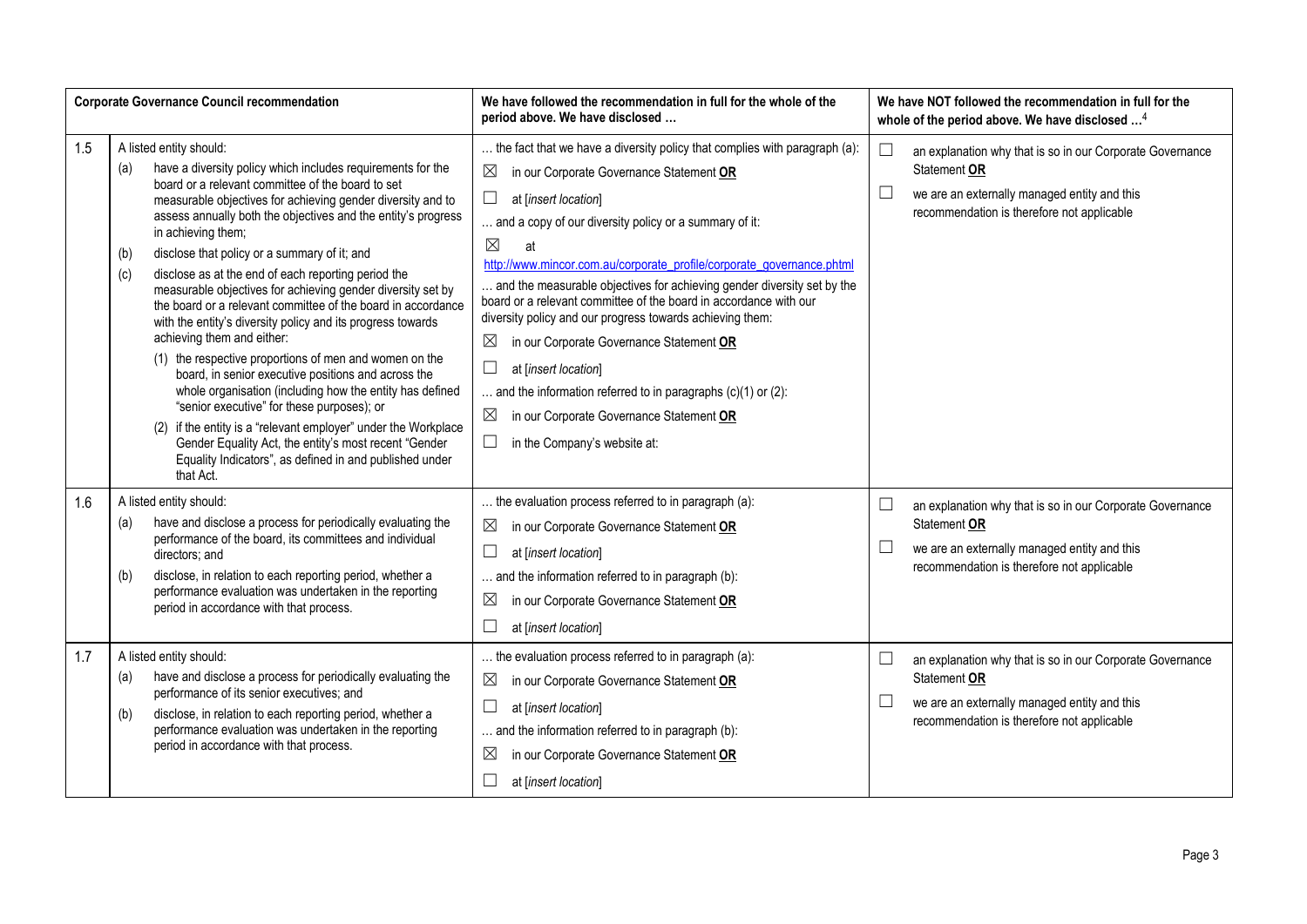| Corporate Governance Council recommendation | | We have followed the recommendation in full for the whole of the period above. We have disclosed … | We have NOT followed the recommendation in full for the whole of the period above. We have disclosed …[4] |
|---|---|---|---|
| 1.5 | A listed entity should:<br>(a) have a diversity policy which includes requirements for the board or a relevant committee of the board to set measurable objectives for achieving gender diversity and to assess annually both the objectives and the entity's progress in achieving them;<br>(b) disclose that policy or a summary of it; and<br>(c) disclose as at the end of each reporting period the measurable objectives for achieving gender diversity set by the board or a relevant committee of the board in accordance with the entity's diversity policy and its progress towards achieving them and either:<br>(1) the respective proportions of men and women on the board, in senior executive positions and across the whole organisation (including how the entity has defined "senior executive" for these purposes); or<br>(2) if the entity is a "relevant employer" under the Workplace Gender Equality Act, the entity's most recent "Gender Equality Indicators", as defined in and published under that Act. | … the fact that we have a diversity policy that complies with paragraph (a):<br>☒ in our Corporate Governance Statement **OR**<br>☐ at [*insert location*]<br>… and a copy of our diversity policy or a summary of it:<br>☒ at http://www.mincor.com.au/corporate_profile/corporate_governance.phtml<br>… and the measurable objectives for achieving gender diversity set by the board or a relevant committee of the board in accordance with our diversity policy and our progress towards achieving them:<br>☒ in our Corporate Governance Statement **OR**<br>☐ at [*insert location*]<br>… and the information referred to in paragraphs (c)(1) or (2):<br>☒ in our Corporate Governance Statement **OR**<br>☐ in the Company's website at: | ☐ an explanation why that is so in our Corporate Governance Statement **OR**<br>☐ we are an externally managed entity and this recommendation is therefore not applicable |
| 1.6 | A listed entity should:<br>(a) have and disclose a process for periodically evaluating the performance of the board, its committees and individual directors; and<br>(b) disclose, in relation to each reporting period, whether a performance evaluation was undertaken in the reporting period in accordance with that process. | … the evaluation process referred to in paragraph (a):<br>☒ in our Corporate Governance Statement **OR**<br>☐ at [*insert location*]<br>… and the information referred to in paragraph (b):<br>☒ in our Corporate Governance Statement **OR**<br>☐ at [*insert location*] | ☐ an explanation why that is so in our Corporate Governance Statement **OR**<br>☐ we are an externally managed entity and this recommendation is therefore not applicable |
| 1.7 | A listed entity should:<br>(a) have and disclose a process for periodically evaluating the performance of its senior executives; and<br>(b) disclose, in relation to each reporting period, whether a performance evaluation was undertaken in the reporting period in accordance with that process. | … the evaluation process referred to in paragraph (a):<br>☒ in our Corporate Governance Statement **OR**<br>☐ at [*insert location*]<br>… and the information referred to in paragraph (b):<br>☒ in our Corporate Governance Statement **OR**<br>☐ at [*insert location*] | ☐ an explanation why that is so in our Corporate Governance Statement **OR**<br>☐ we are an externally managed entity and this recommendation is therefore not applicable |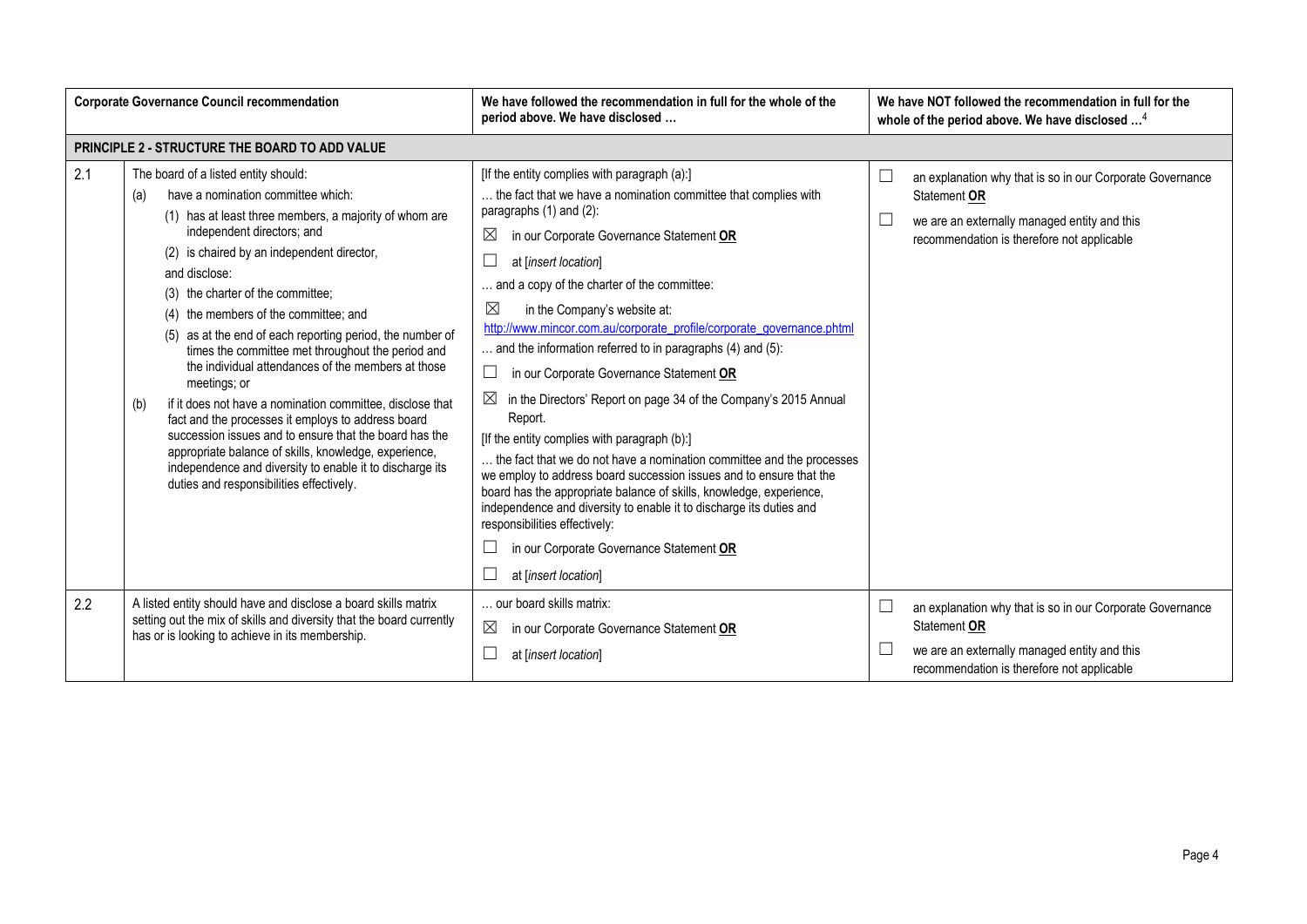| | Corporate Governance Council recommendation | We have followed the recommendation in full for the whole of the period above. We have disclosed … | We have NOT followed the recommendation in full for the whole of the period above. We have disclosed …[4] |
|---|---|---|---|
| **PRINCIPLE 2 - STRUCTURE THE BOARD TO ADD VALUE** | | | |
| 2.1 | The board of a listed entity should:<br>(a) have a nomination committee which:<br>(1) has at least three members, a majority of whom are independent directors; and<br>(2) is chaired by an independent director,<br>and disclose:<br>(3) the charter of the committee;<br>(4) the members of the committee; and<br>(5) as at the end of each reporting period, the number of times the committee met throughout the period and the individual attendances of the members at those meetings; or<br>(b) if it does not have a nomination committee, disclose that fact and the processes it employs to address board succession issues and to ensure that the board has the appropriate balance of skills, knowledge, experience, independence and diversity to enable it to discharge its duties and responsibilities effectively. | [If the entity complies with paragraph (a):]<br>… the fact that we have a nomination committee that complies with paragraphs (1) and (2):<br>☒ in our Corporate Governance Statement **OR**<br>☐ at [*insert location*]<br>… and a copy of the charter of the committee:<br>☒ in the Company's website at: http://www.mincor.com.au/corporate_profile/corporate_governance.phtml<br>… and the information referred to in paragraphs (4) and (5):<br>☐ in our Corporate Governance Statement **OR**<br>☒ in the Directors' Report on page 34 of the Company's 2015 Annual Report.<br>[If the entity complies with paragraph (b):]<br>… the fact that we do not have a nomination committee and the processes we employ to address board succession issues and to ensure that the board has the appropriate balance of skills, knowledge, experience, independence and diversity to enable it to discharge its duties and responsibilities effectively:<br>☐ in our Corporate Governance Statement **OR**<br>☐ at [*insert location*] | ☐ an explanation why that is so in our Corporate Governance Statement **OR**<br>☐ we are an externally managed entity and this recommendation is therefore not applicable |
| 2.2 | A listed entity should have and disclose a board skills matrix setting out the mix of skills and diversity that the board currently has or is looking to achieve in its membership. | … our board skills matrix:<br>☒ in our Corporate Governance Statement **OR**<br>☐ at [*insert location*] | ☐ an explanation why that is so in our Corporate Governance Statement **OR**<br>☐ we are an externally managed entity and this recommendation is therefore not applicable |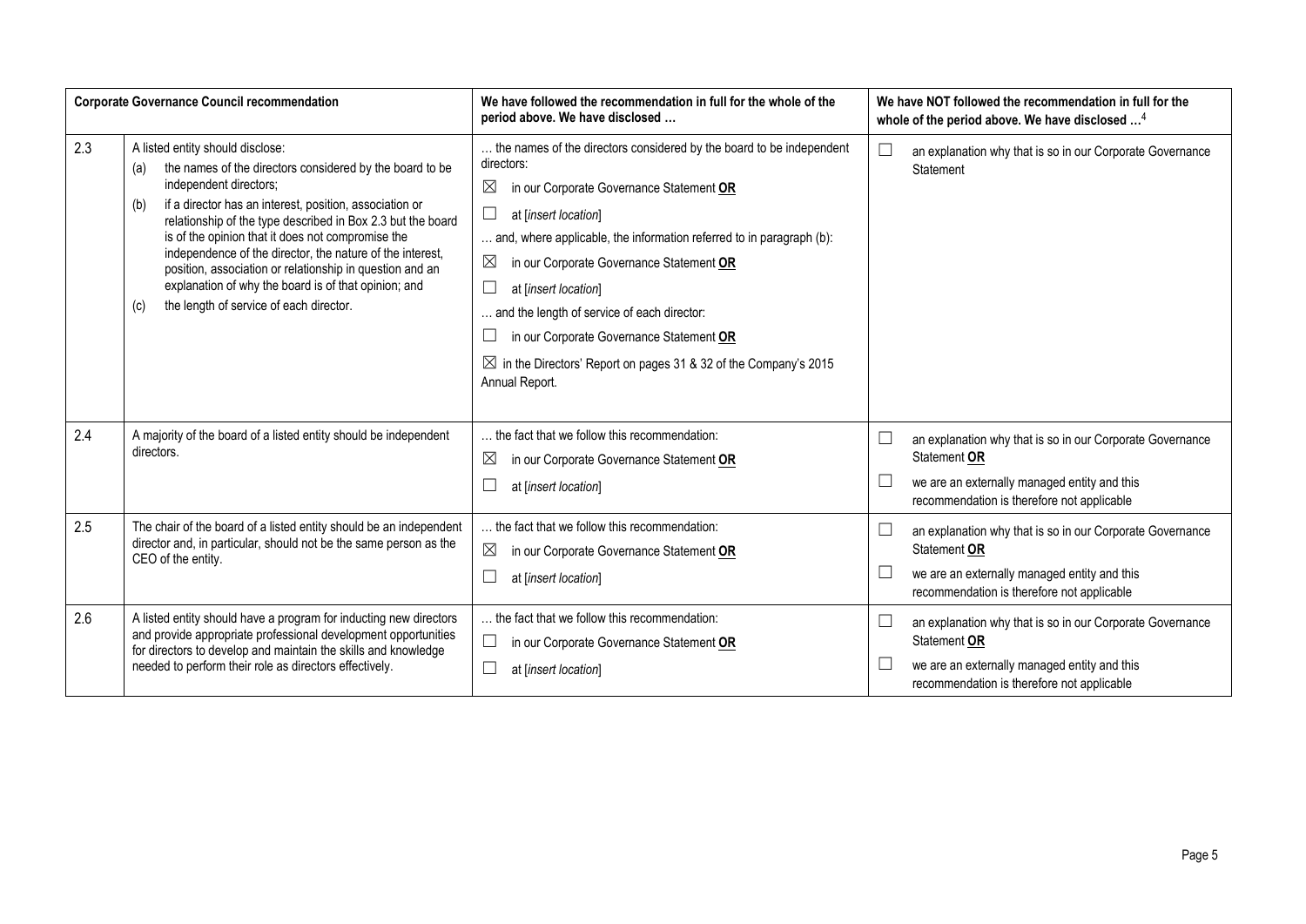| Corporate Governance Council recommendation | | We have followed the recommendation in full for the whole of the period above. We have disclosed … | We have NOT followed the recommendation in full for the whole of the period above. We have disclosed …[4] |
|---|---|---|---|
| 2.3 | A listed entity should disclose:<br>(a) the names of the directors considered by the board to be independent directors;<br>(b) if a director has an interest, position, association or relationship of the type described in Box 2.3 but the board is of the opinion that it does not compromise the independence of the director, the nature of the interest, position, association or relationship in question and an explanation of why the board is of that opinion; and<br>(c) the length of service of each director. | … the names of the directors considered by the board to be independent directors:<br>☒ in our Corporate Governance Statement **OR**<br>☐ at [*insert location*]<br>… and, where applicable, the information referred to in paragraph (b):<br>☒ in our Corporate Governance Statement **OR**<br>☐ at [*insert location*]<br>… and the length of service of each director:<br>☐ in our Corporate Governance Statement **OR**<br>☒ in the Directors' Report on pages 31 & 32 of the Company's 2015 Annual Report. | ☐ an explanation why that is so in our Corporate Governance Statement |
| 2.4 | A majority of the board of a listed entity should be independent directors. | … the fact that we follow this recommendation:<br>☒ in our Corporate Governance Statement **OR**<br>☐ at [*insert location*] | ☐ an explanation why that is so in our Corporate Governance Statement **OR**<br>☐ we are an externally managed entity and this recommendation is therefore not applicable |
| 2.5 | The chair of the board of a listed entity should be an independent director and, in particular, should not be the same person as the CEO of the entity. | … the fact that we follow this recommendation:<br>☒ in our Corporate Governance Statement **OR**<br>☐ at [*insert location*] | ☐ an explanation why that is so in our Corporate Governance Statement **OR**<br>☐ we are an externally managed entity and this recommendation is therefore not applicable |
| 2.6 | A listed entity should have a program for inducting new directors and provide appropriate professional development opportunities for directors to develop and maintain the skills and knowledge needed to perform their role as directors effectively. | … the fact that we follow this recommendation:<br>☐ in our Corporate Governance Statement **OR**<br>☐ at [*insert location*] | ☐ an explanation why that is so in our Corporate Governance Statement **OR**<br>☐ we are an externally managed entity and this recommendation is therefore not applicable |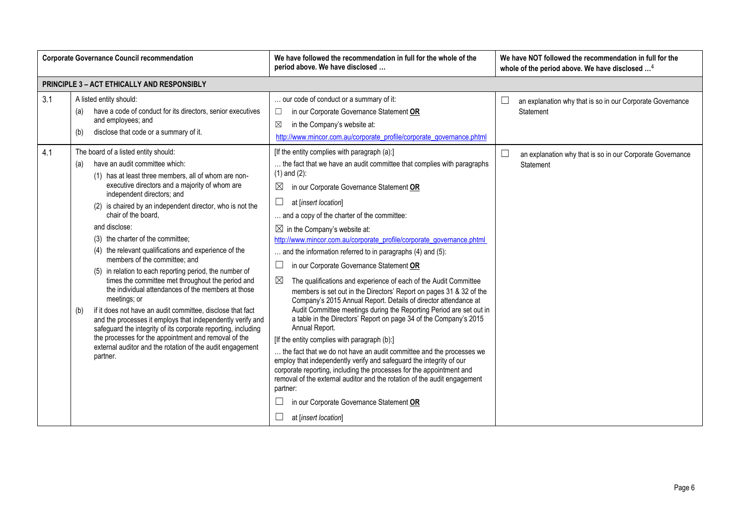| | Corporate Governance Council recommendation | We have followed the recommendation in full for the whole of the period above. We have disclosed … | We have NOT followed the recommendation in full for the whole of the period above. We have disclosed …[4] |
|---|---|---|---|
| **PRINCIPLE 3 – ACT ETHICALLY AND RESPONSIBLY** | | | |
| 3.1 | A listed entity should:<br>(a) have a code of conduct for its directors, senior executives and employees; and<br>(b) disclose that code or a summary of it. | … our code of conduct or a summary of it:<br>☐ in our Corporate Governance Statement **OR**<br>☒ in the Company's website at:<br>http://www.mincor.com.au/corporate_profile/corporate_governance.phtml | ☐ an explanation why that is so in our Corporate Governance Statement |
| 4.1 | The board of a listed entity should:<br>(a) have an audit committee which:<br>(1) has at least three members, all of whom are non-executive directors and a majority of whom are independent directors; and<br>(2) is chaired by an independent director, who is not the chair of the board,<br>and disclose:<br>(3) the charter of the committee;<br>(4) the relevant qualifications and experience of the members of the committee; and<br>(5) in relation to each reporting period, the number of times the committee met throughout the period and the individual attendances of the members at those meetings; or<br>(b) if it does not have an audit committee, disclose that fact and the processes it employs that independently verify and safeguard the integrity of its corporate reporting, including the processes for the appointment and removal of the external auditor and the rotation of the audit engagement partner. | [If the entity complies with paragraph (a):]<br>… the fact that we have an audit committee that complies with paragraphs (1) and (2):<br>☒ in our Corporate Governance Statement **OR**<br>☐ at [*insert location*]<br>… and a copy of the charter of the committee:<br>☒ in the Company's website at:<br>http://www.mincor.com.au/corporate_profile/corporate_governance.phtml<br>… and the information referred to in paragraphs (4) and (5):<br>☐ in our Corporate Governance Statement **OR**<br>☒ The qualifications and experience of each of the Audit Committee members is set out in the Directors' Report on pages 31 & 32 of the Company's 2015 Annual Report. Details of director attendance at Audit Committee meetings during the Reporting Period are set out in a table in the Directors' Report on page 34 of the Company's 2015 Annual Report.<br>[If the entity complies with paragraph (b):]<br>… the fact that we do not have an audit committee and the processes we employ that independently verify and safeguard the integrity of our corporate reporting, including the processes for the appointment and removal of the external auditor and the rotation of the audit engagement partner:<br>☐ in our Corporate Governance Statement **OR**<br>☐ at [*insert location*] | ☐ an explanation why that is so in our Corporate Governance Statement |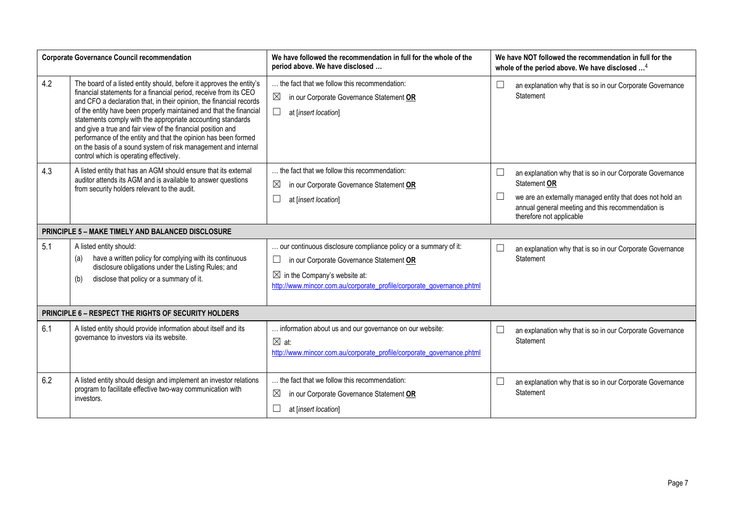| | Corporate Governance Council recommendation | We have followed the recommendation in full for the whole of the period above. We have disclosed … | We have NOT followed the recommendation in full for the whole of the period above. We have disclosed …[4] |
|---|---|---|---|
| 4.2 | The board of a listed entity should, before it approves the entity's financial statements for a financial period, receive from its CEO and CFO a declaration that, in their opinion, the financial records of the entity have been properly maintained and that the financial statements comply with the appropriate accounting standards and give a true and fair view of the financial position and performance of the entity and that the opinion has been formed on the basis of a sound system of risk management and internal control which is operating effectively. | … the fact that we follow this recommendation:<br>☒ in our Corporate Governance Statement **OR**<br>☐ at [*insert location*] | ☐ an explanation why that is so in our Corporate Governance Statement |
| 4.3 | A listed entity that has an AGM should ensure that its external auditor attends its AGM and is available to answer questions from security holders relevant to the audit. | … the fact that we follow this recommendation:<br>☒ in our Corporate Governance Statement **OR**<br>☐ at [*insert location*] | ☐ an explanation why that is so in our Corporate Governance Statement **OR**<br>☐ we are an externally managed entity that does not hold an annual general meeting and this recommendation is therefore not applicable |
| **PRINCIPLE 5 – MAKE TIMELY AND BALANCED DISCLOSURE** | | | |
| 5.1 | A listed entity should:<br>(a) have a written policy for complying with its continuous disclosure obligations under the Listing Rules; and<br>(b) disclose that policy or a summary of it. | … our continuous disclosure compliance policy or a summary of it:<br>☐ in our Corporate Governance Statement **OR**<br>☒ in the Company's website at: http://www.mincor.com.au/corporate_profile/corporate_governance.phtml | ☐ an explanation why that is so in our Corporate Governance Statement |
| **PRINCIPLE 6 – RESPECT THE RIGHTS OF SECURITY HOLDERS** | | | |
| 6.1 | A listed entity should provide information about itself and its governance to investors via its website. | … information about us and our governance on our website:<br>☒ at: http://www.mincor.com.au/corporate_profile/corporate_governance.phtml | ☐ an explanation why that is so in our Corporate Governance Statement |
| 6.2 | A listed entity should design and implement an investor relations program to facilitate effective two-way communication with investors. | … the fact that we follow this recommendation:<br>☒ in our Corporate Governance Statement **OR**<br>☐ at [*insert location*] | ☐ an explanation why that is so in our Corporate Governance Statement |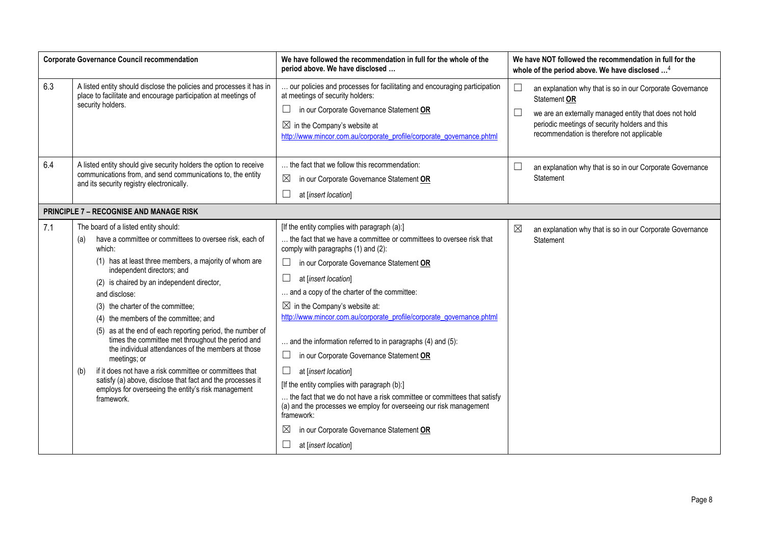| Corporate Governance Council recommendation | | We have followed the recommendation in full for the whole of the period above. We have disclosed … | We have NOT followed the recommendation in full for the whole of the period above. We have disclosed …[4] |
|---|---|---|---|
| 6.3 | A listed entity should disclose the policies and processes it has in place to facilitate and encourage participation at meetings of security holders. | … our policies and processes for facilitating and encouraging participation at meetings of security holders:<br>☐ in our Corporate Governance Statement **OR**<br>☒ in the Company's website at http://www.mincor.com.au/corporate_profile/corporate_governance.phtml | ☐ an explanation why that is so in our Corporate Governance Statement **OR**<br>☐ we are an externally managed entity that does not hold periodic meetings of security holders and this recommendation is therefore not applicable |
| 6.4 | A listed entity should give security holders the option to receive communications from, and send communications to, the entity and its security registry electronically. | … the fact that we follow this recommendation:<br>☒ in our Corporate Governance Statement **OR**<br>☐ at [*insert location*] | ☐ an explanation why that is so in our Corporate Governance Statement |
| **PRINCIPLE 7 – RECOGNISE AND MANAGE RISK** | | | |
| 7.1 | The board of a listed entity should:<br>(a) have a committee or committees to oversee risk, each of which:<br>(1) has at least three members, a majority of whom are independent directors; and<br>(2) is chaired by an independent director,<br>and disclose:<br>(3) the charter of the committee;<br>(4) the members of the committee; and<br>(5) as at the end of each reporting period, the number of times the committee met throughout the period and the individual attendances of the members at those meetings; or<br>(b) if it does not have a risk committee or committees that satisfy (a) above, disclose that fact and the processes it employs for overseeing the entity's risk management framework. | [If the entity complies with paragraph (a):]<br>… the fact that we have a committee or committees to oversee risk that comply with paragraphs (1) and (2):<br>☐ in our Corporate Governance Statement **OR**<br>☐ at [*insert location*]<br>… and a copy of the charter of the committee:<br>☒ in the Company's website at: http://www.mincor.com.au/corporate_profile/corporate_governance.phtml<br>… and the information referred to in paragraphs (4) and (5):<br>☐ in our Corporate Governance Statement **OR**<br>☐ at [*insert location*]<br>[If the entity complies with paragraph (b):]<br>… the fact that we do not have a risk committee or committees that satisfy (a) and the processes we employ for overseeing our risk management framework:<br>☒ in our Corporate Governance Statement **OR**<br>☐ at [*insert location*] | ☒ an explanation why that is so in our Corporate Governance Statement |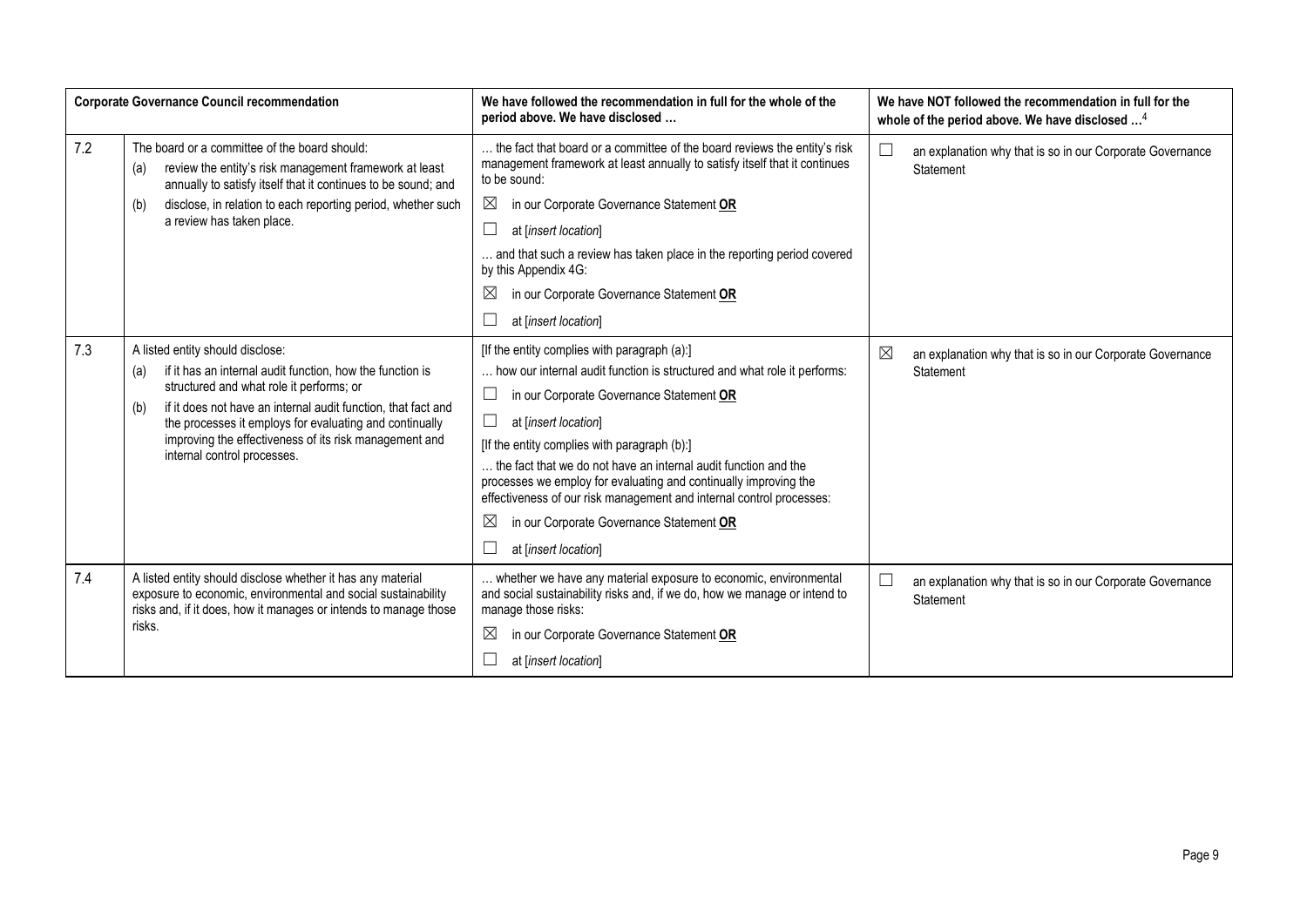| Corporate Governance Council recommendation | | We have followed the recommendation in full for the whole of the period above. We have disclosed … | We have NOT followed the recommendation in full for the whole of the period above. We have disclosed …[4] |
|---|---|---|---|
| 7.2 | The board or a committee of the board should:<br>(a) review the entity's risk management framework at least annually to satisfy itself that it continues to be sound; and<br>(b) disclose, in relation to each reporting period, whether such a review has taken place. | … the fact that board or a committee of the board reviews the entity's risk management framework at least annually to satisfy itself that it continues to be sound:<br>☒ in our Corporate Governance Statement **OR**<br>☐ at [*insert location*]<br>… and that such a review has taken place in the reporting period covered by this Appendix 4G:<br>☒ in our Corporate Governance Statement **OR**<br>☐ at [*insert location*] | ☐ an explanation why that is so in our Corporate Governance Statement |
| 7.3 | A listed entity should disclose:<br>(a) if it has an internal audit function, how the function is structured and what role it performs; or<br>(b) if it does not have an internal audit function, that fact and the processes it employs for evaluating and continually improving the effectiveness of its risk management and internal control processes. | [If the entity complies with paragraph (a):]<br>… how our internal audit function is structured and what role it performs:<br>☐ in our Corporate Governance Statement **OR**<br>☐ at [*insert location*]<br>[If the entity complies with paragraph (b):]<br>… the fact that we do not have an internal audit function and the processes we employ for evaluating and continually improving the effectiveness of our risk management and internal control processes:<br>☒ in our Corporate Governance Statement **OR**<br>☐ at [*insert location*] | ☒ an explanation why that is so in our Corporate Governance Statement |
| 7.4 | A listed entity should disclose whether it has any material exposure to economic, environmental and social sustainability risks and, if it does, how it manages or intends to manage those risks. | … whether we have any material exposure to economic, environmental and social sustainability risks and, if we do, how we manage or intend to manage those risks:<br>☒ in our Corporate Governance Statement **OR**<br>☐ at [*insert location*] | ☐ an explanation why that is so in our Corporate Governance Statement |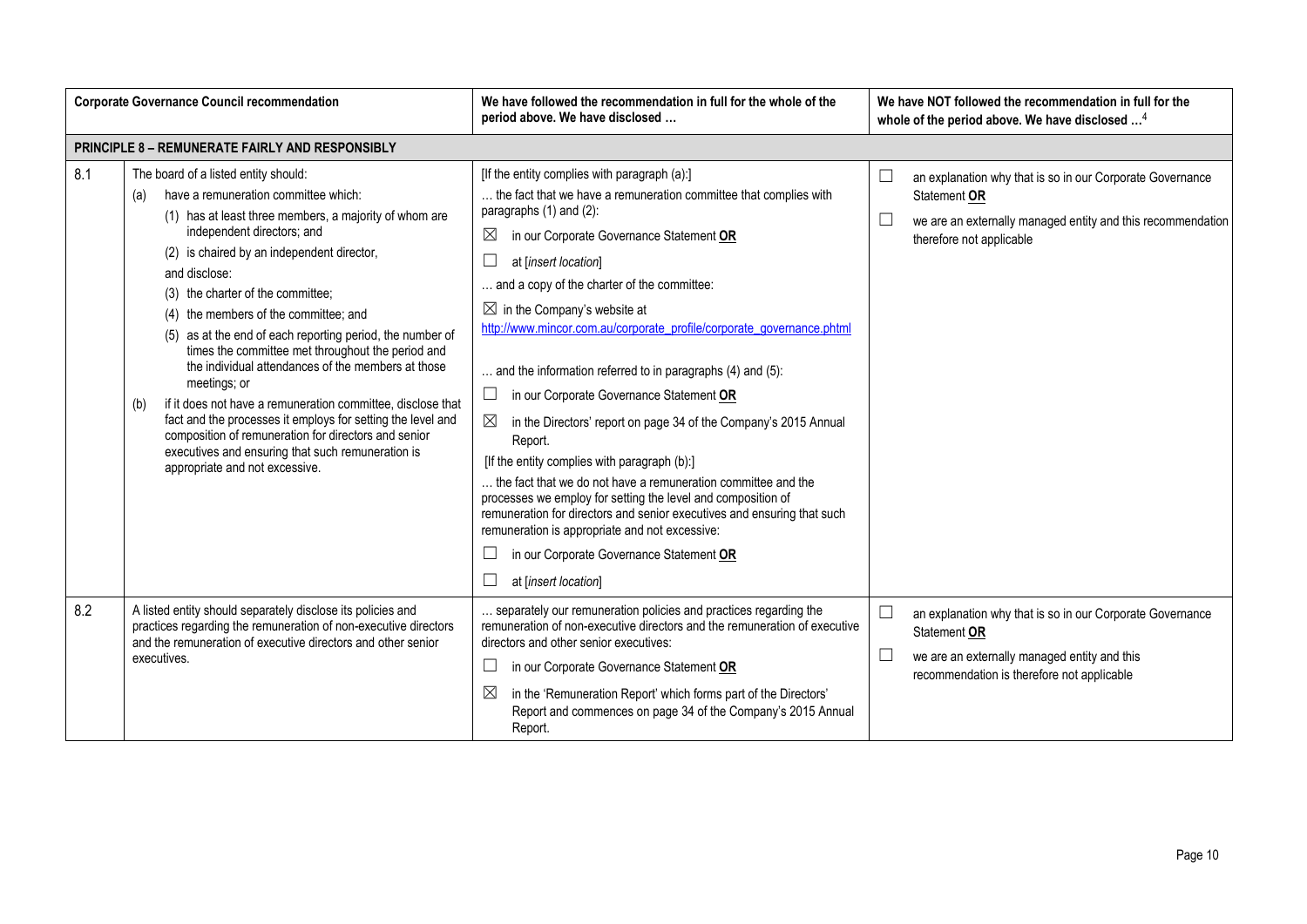| Corporate Governance Council recommendation | | We have followed the recommendation in full for the whole of the period above. We have disclosed … | We have NOT followed the recommendation in full for the whole of the period above. We have disclosed …[4] |
|---|---|---|---|
| **PRINCIPLE 8 – REMUNERATE FAIRLY AND RESPONSIBLY** | | | |
| 8.1 | The board of a listed entity should:<br>(a) have a remuneration committee which:<br>(1) has at least three members, a majority of whom are independent directors; and<br>(2) is chaired by an independent director,<br>and disclose:<br>(3) the charter of the committee;<br>(4) the members of the committee; and<br>(5) as at the end of each reporting period, the number of times the committee met throughout the period and the individual attendances of the members at those meetings; or<br>(b) if it does not have a remuneration committee, disclose that fact and the processes it employs for setting the level and composition of remuneration for directors and senior executives and ensuring that such remuneration is appropriate and not excessive. | [If the entity complies with paragraph (a):]<br>… the fact that we have a remuneration committee that complies with paragraphs (1) and (2):<br>☒ in our Corporate Governance Statement **OR**<br>☐ at [*insert location*]<br>… and a copy of the charter of the committee:<br>☒ in the Company's website at http://www.mincor.com.au/corporate_profile/corporate_governance.phtml<br>… and the information referred to in paragraphs (4) and (5):<br>☐ in our Corporate Governance Statement **OR**<br>☒ in the Directors' report on page 34 of the Company's 2015 Annual Report.<br>[If the entity complies with paragraph (b):]<br>… the fact that we do not have a remuneration committee and the processes we employ for setting the level and composition of remuneration for directors and senior executives and ensuring that such remuneration is appropriate and not excessive:<br>☐ in our Corporate Governance Statement **OR**<br>☐ at [*insert location*] | ☐ an explanation why that is so in our Corporate Governance Statement **OR**<br>☐ we are an externally managed entity and this recommendation therefore not applicable |
| 8.2 | A listed entity should separately disclose its policies and practices regarding the remuneration of non-executive directors and the remuneration of executive directors and other senior executives. | … separately our remuneration policies and practices regarding the remuneration of non-executive directors and the remuneration of executive directors and other senior executives:<br>☐ in our Corporate Governance Statement **OR**<br>☒ in the 'Remuneration Report' which forms part of the Directors' Report and commences on page 34 of the Company's 2015 Annual Report. | ☐ an explanation why that is so in our Corporate Governance Statement **OR**<br>☐ we are an externally managed entity and this recommendation is therefore not applicable |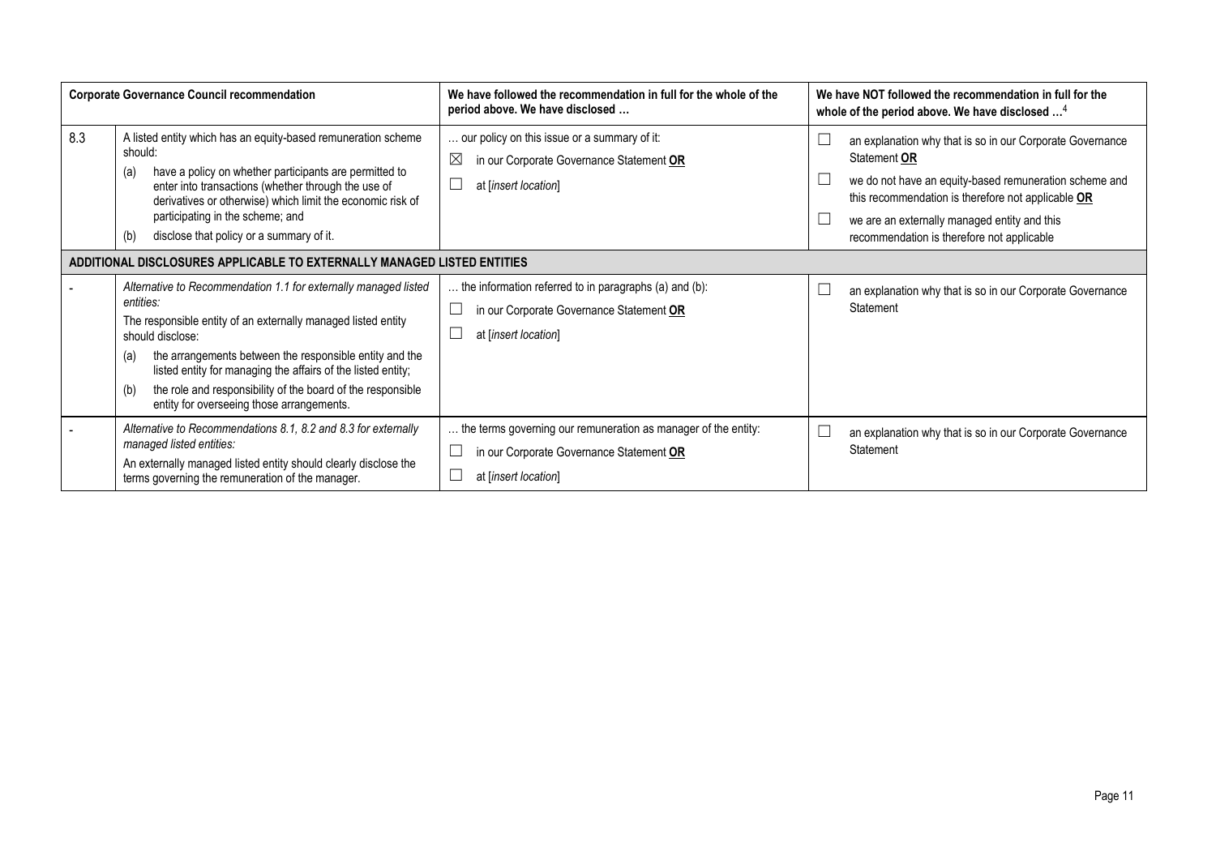| | Corporate Governance Council recommendation | We have followed the recommendation in full for the whole of the period above. We have disclosed … | We have NOT followed the recommendation in full for the whole of the period above. We have disclosed …[4] |
|---|---|---|---|
| 8.3 | A listed entity which has an equity-based remuneration scheme should:<br>(a) have a policy on whether participants are permitted to enter into transactions (whether through the use of derivatives or otherwise) which limit the economic risk of participating in the scheme; and<br>(b) disclose that policy or a summary of it. | … our policy on this issue or a summary of it:<br>☒ in our Corporate Governance Statement **OR**<br>☐ at [*insert location*] | ☐ an explanation why that is so in our Corporate Governance Statement **OR**<br>☐ we do not have an equity-based remuneration scheme and this recommendation is therefore not applicable **OR**<br>☐ we are an externally managed entity and this recommendation is therefore not applicable |
| **ADDITIONAL DISCLOSURES APPLICABLE TO EXTERNALLY MANAGED LISTED ENTITIES** | | | |
| - | *Alternative to Recommendation 1.1 for externally managed listed entities:*<br>The responsible entity of an externally managed listed entity should disclose:<br>(a) the arrangements between the responsible entity and the listed entity for managing the affairs of the listed entity;<br>(b) the role and responsibility of the board of the responsible entity for overseeing those arrangements. | … the information referred to in paragraphs (a) and (b):<br>☐ in our Corporate Governance Statement **OR**<br>☐ at [*insert location*] | ☐ an explanation why that is so in our Corporate Governance Statement |
| - | *Alternative to Recommendations 8.1, 8.2 and 8.3 for externally managed listed entities:*<br>An externally managed listed entity should clearly disclose the terms governing the remuneration of the manager. | … the terms governing our remuneration as manager of the entity:<br>☐ in our Corporate Governance Statement **OR**<br>☐ at [*insert location*] | ☐ an explanation why that is so in our Corporate Governance Statement |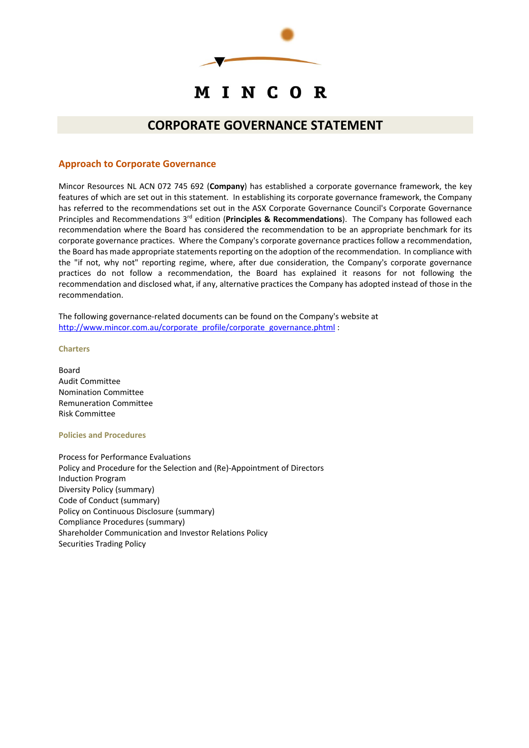MINCOR

# CORPORATE GOVERNANCE STATEMENT

## Approach to Corporate Governance

Mincor Resources NL ACN 072 745 692 (**Company**) has established a corporate governance framework, the key features of which are set out in this statement. In establishing its corporate governance framework, the Company has referred to the recommendations set out in the ASX Corporate Governance Council's Corporate Governance Principles and Recommendations 3rd edition (**Principles & Recommendations**). The Company has followed each recommendation where the Board has considered the recommendation to be an appropriate benchmark for its corporate governance practices. Where the Company's corporate governance practices follow a recommendation, the Board has made appropriate statements reporting on the adoption of the recommendation. In compliance with the "if not, why not" reporting regime, where, after due consideration, the Company's corporate governance practices do not follow a recommendation, the Board has explained it reasons for not following the recommendation and disclosed what, if any, alternative practices the Company has adopted instead of those in the recommendation.

The following governance-related documents can be found on the Company's website at http://www.mincor.com.au/corporate_profile/corporate_governance.phtml :

### Charters

Board
Audit Committee
Nomination Committee
Remuneration Committee
Risk Committee

### Policies and Procedures

Process for Performance Evaluations
Policy and Procedure for the Selection and (Re)-Appointment of Directors
Induction Program
Diversity Policy (summary)
Code of Conduct (summary)
Policy on Continuous Disclosure (summary)
Compliance Procedures (summary)
Shareholder Communication and Investor Relations Policy
Securities Trading Policy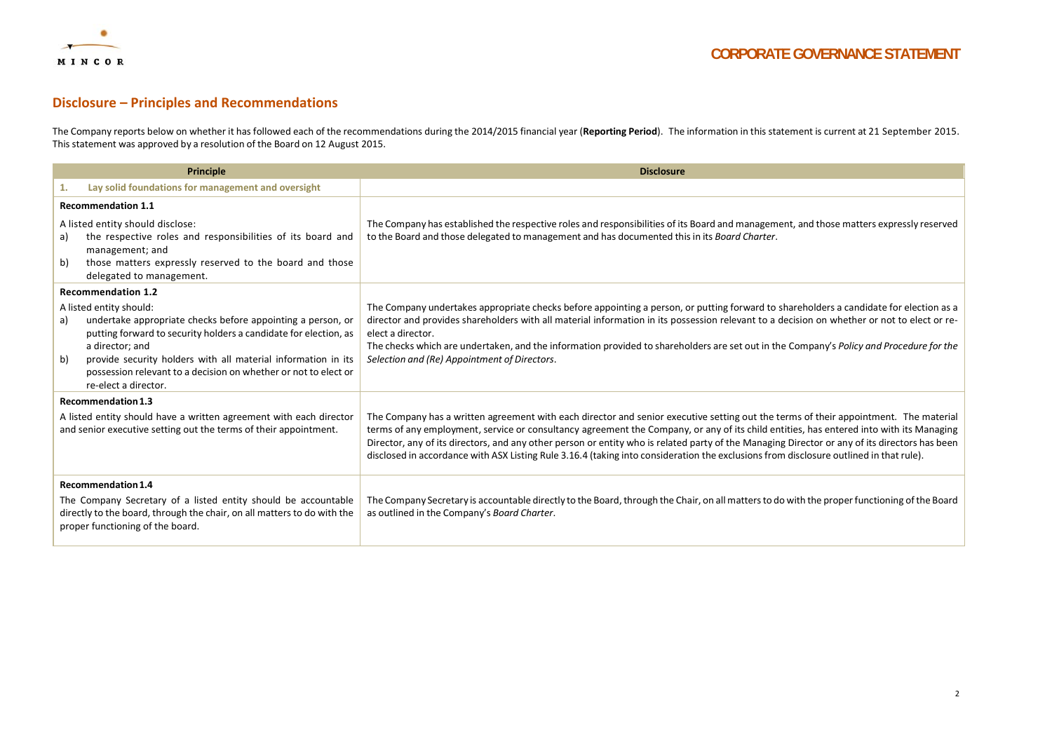## Disclosure – Principles and Recommendations

The Company reports below on whether it has followed each of the recommendations during the 2014/2015 financial year (**Reporting Period**). The information in this statement is current at 21 September 2015. This statement was approved by a resolution of the Board on 12 August 2015.

| Principle | Disclosure |
|---|---|
| **1. Lay solid foundations for management and oversight** | |
| **Recommendation 1.1**<br>A listed entity should disclose:<br>a) the respective roles and responsibilities of its board and management; and<br>b) those matters expressly reserved to the board and those delegated to management. | The Company has established the respective roles and responsibilities of its Board and management, and those matters expressly reserved to the Board and those delegated to management and has documented this in its *Board Charter*. |
| **Recommendation 1.2**<br>A listed entity should:<br>a) undertake appropriate checks before appointing a person, or putting forward to security holders a candidate for election, as a director; and<br>b) provide security holders with all material information in its possession relevant to a decision on whether or not to elect or re-elect a director. | The Company undertakes appropriate checks before appointing a person, or putting forward to shareholders a candidate for election as a director and provides shareholders with all material information in its possession relevant to a decision on whether or not to elect or re-elect a director.<br>The checks which are undertaken, and the information provided to shareholders are set out in the Company's *Policy and Procedure for the Selection and (Re) Appointment of Directors*. |
| **Recommendation 1.3**<br>A listed entity should have a written agreement with each director and senior executive setting out the terms of their appointment. | The Company has a written agreement with each director and senior executive setting out the terms of their appointment. The material terms of any employment, service or consultancy agreement the Company, or any of its child entities, has entered into with its Managing Director, any of its directors, and any other person or entity who is related party of the Managing Director or any of its directors has been disclosed in accordance with ASX Listing Rule 3.16.4 (taking into consideration the exclusions from disclosure outlined in that rule). |
| **Recommendation 1.4**<br>The Company Secretary of a listed entity should be accountable directly to the board, through the chair, on all matters to do with the proper functioning of the board. | The Company Secretary is accountable directly to the Board, through the Chair, on all matters to do with the proper functioning of the Board as outlined in the Company's *Board Charter*. |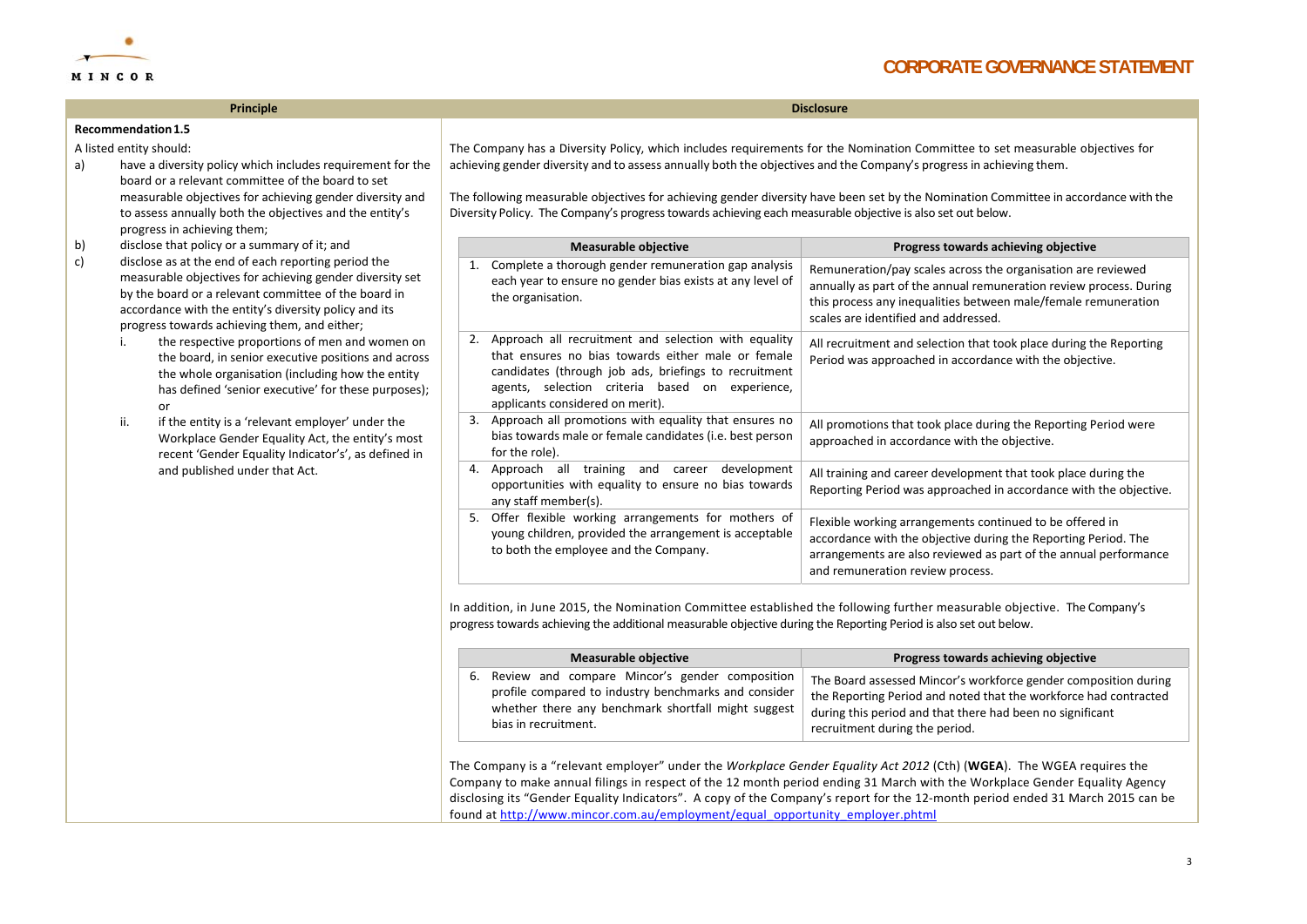| Principle | Disclosure |
|---|---|
| **Recommendation 1.5**<br><br>A listed entity should:<br>a) have a diversity policy which includes requirement for the board or a relevant committee of the board to set measurable objectives for achieving gender diversity and to assess annually both the objectives and the entity's progress in achieving them;<br>b) disclose that policy or a summary of it; and<br>c) disclose as at the end of each reporting period the measurable objectives for achieving gender diversity set by the board or a relevant committee of the board in accordance with the entity's diversity policy and its progress towards achieving them, and either;<br>i. the respective proportions of men and women on the board, in senior executive positions and across the whole organisation (including how the entity has defined 'senior executive' for these purposes); or<br>ii. if the entity is a 'relevant employer' under the Workplace Gender Equality Act, the entity's most recent 'Gender Equality Indicator's', as defined in and published under that Act. | The Company has a Diversity Policy, which includes requirements for the Nomination Committee to set measurable objectives for achieving gender diversity and to assess annually both the objectives and the Company's progress in achieving them.<br><br>The following measurable objectives for achieving gender diversity have been set by the Nomination Committee in accordance with the Diversity Policy. The Company's progress towards achieving each measurable objective is also set out below. |

| Measurable objective | Progress towards achieving objective |
|---|---|
| 1. Complete a thorough gender remuneration gap analysis each year to ensure no gender bias exists at any level of the organisation. | Remuneration/pay scales across the organisation are reviewed annually as part of the annual remuneration review process. During this process any inequalities between male/female remuneration scales are identified and addressed. |
| 2. Approach all recruitment and selection with equality that ensures no bias towards either male or female candidates (through job ads, briefings to recruitment agents, selection criteria based on experience, applicants considered on merit). | All recruitment and selection that took place during the Reporting Period was approached in accordance with the objective. |
| 3. Approach all promotions with equality that ensures no bias towards male or female candidates (i.e. best person for the role). | All promotions that took place during the Reporting Period were approached in accordance with the objective. |
| 4. Approach all training and career development opportunities with equality to ensure no bias towards any staff member(s). | All training and career development that took place during the Reporting Period was approached in accordance with the objective. |
| 5. Offer flexible working arrangements for mothers of young children, provided the arrangement is acceptable to both the employee and the Company. | Flexible working arrangements continued to be offered in accordance with the objective during the Reporting Period. The arrangements are also reviewed as part of the annual performance and remuneration review process. |

In addition, in June 2015, the Nomination Committee established the following further measurable objective. The Company's progress towards achieving the additional measurable objective during the Reporting Period is also set out below.

| Measurable objective | Progress towards achieving objective |
|---|---|
| 6. Review and compare Mincor's gender composition profile compared to industry benchmarks and consider whether there any benchmark shortfall might suggest bias in recruitment. | The Board assessed Mincor's workforce gender composition during the Reporting Period and noted that the workforce had contracted during this period and that there had been no significant recruitment during the period. |

The Company is a "relevant employer" under the *Workplace Gender Equality Act 2012* (Cth) (**WGEA**). The WGEA requires the Company to make annual filings in respect of the 12 month period ending 31 March with the Workplace Gender Equality Agency disclosing its "Gender Equality Indicators". A copy of the Company's report for the 12-month period ended 31 March 2015 can be found at http://www.mincor.com.au/employment/equal_opportunity_employer.phtml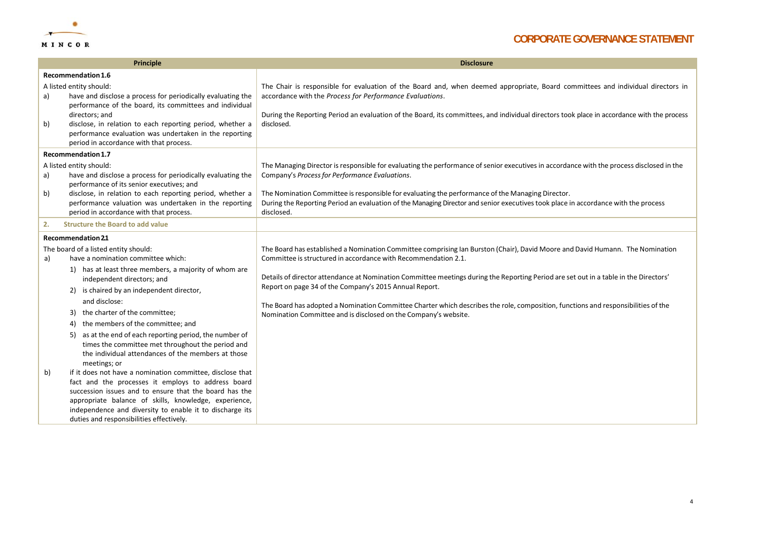| Principle | Disclosure |
|---|---|
| **Recommendation 1.6**<br>A listed entity should:<br>a) have and disclose a process for periodically evaluating the performance of the board, its committees and individual directors; and<br>b) disclose, in relation to each reporting period, whether a performance evaluation was undertaken in the reporting period in accordance with that process. | The Chair is responsible for evaluation of the Board and, when deemed appropriate, Board committees and individual directors in accordance with the *Process for Performance Evaluations*.<br><br>During the Reporting Period an evaluation of the Board, its committees, and individual directors took place in accordance with the process disclosed. |
| **Recommendation 1.7**<br>A listed entity should:<br>a) have and disclose a process for periodically evaluating the performance of its senior executives; and<br>b) disclose, in relation to each reporting period, whether a performance valuation was undertaken in the reporting period in accordance with that process. | The Managing Director is responsible for evaluating the performance of senior executives in accordance with the process disclosed in the Company's *Process for Performance Evaluations*.<br><br>The Nomination Committee is responsible for evaluating the performance of the Managing Director.<br>During the Reporting Period an evaluation of the Managing Director and senior executives took place in accordance with the process disclosed. |
| **2. Structure the Board to add value** | |
| **Recommendation 2.1**<br>The board of a listed entity should:<br>a) have a nomination committee which:<br>1) has at least three members, a majority of whom are independent directors; and<br>2) is chaired by an independent director,<br>and disclose:<br>3) the charter of the committee;<br>4) the members of the committee; and<br>5) as at the end of each reporting period, the number of times the committee met throughout the period and the individual attendances of the members at those meetings; or<br>b) if it does not have a nomination committee, disclose that fact and the processes it employs to address board succession issues and to ensure that the board has the appropriate balance of skills, knowledge, experience, independence and diversity to enable it to discharge its duties and responsibilities effectively. | The Board has established a Nomination Committee comprising Ian Burston (Chair), David Moore and David Humann. The Nomination Committee is structured in accordance with Recommendation 2.1.<br><br>Details of director attendance at Nomination Committee meetings during the Reporting Period are set out in a table in the Directors' Report on page 34 of the Company's 2015 Annual Report.<br><br>The Board has adopted a Nomination Committee Charter which describes the role, composition, functions and responsibilities of the Nomination Committee and is disclosed on the Company's website. |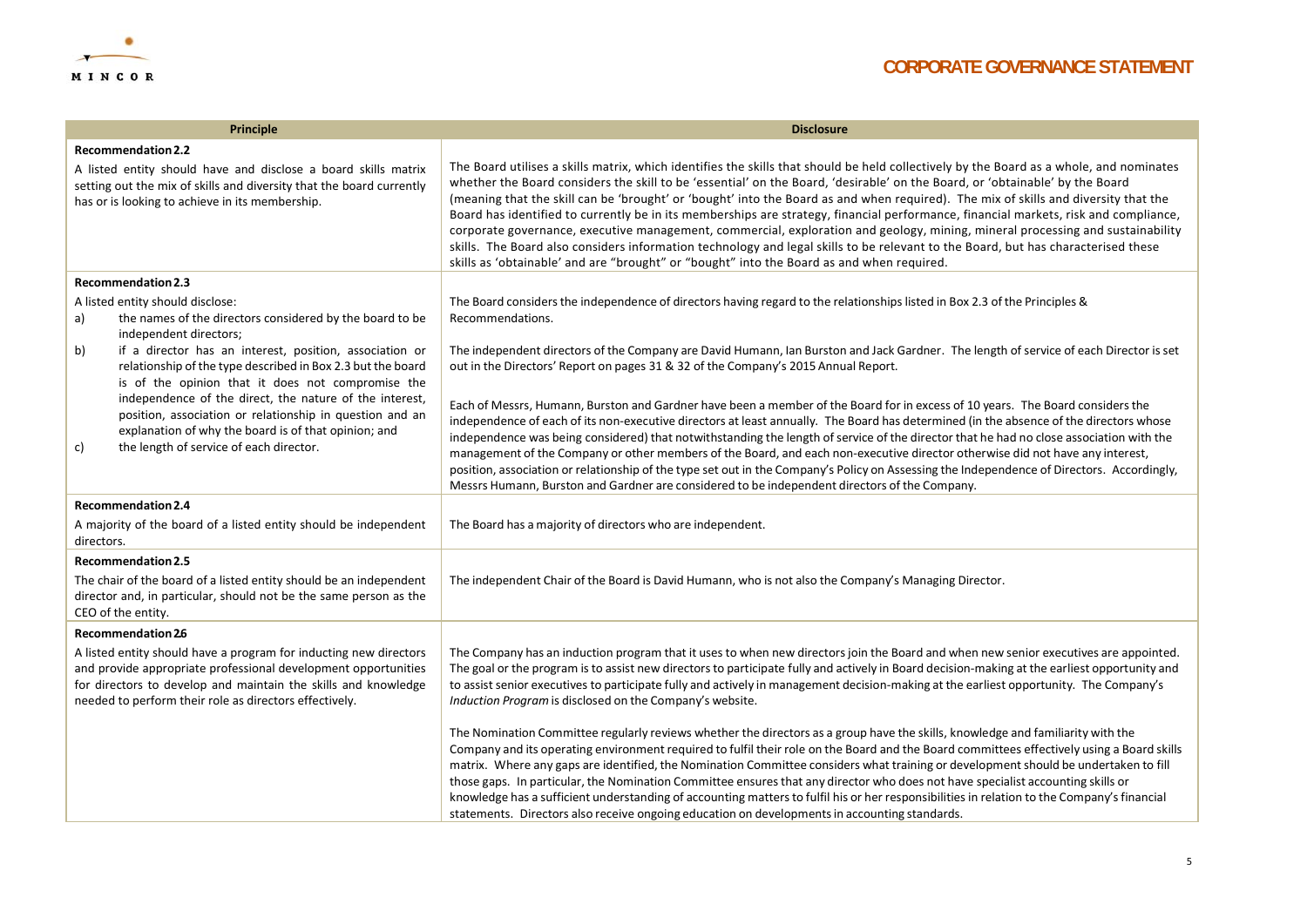| Principle | Disclosure |
|---|---|
| **Recommendation 2.2**<br>A listed entity should have and disclose a board skills matrix setting out the mix of skills and diversity that the board currently has or is looking to achieve in its membership. | The Board utilises a skills matrix, which identifies the skills that should be held collectively by the Board as a whole, and nominates whether the Board considers the skill to be 'essential' on the Board, 'desirable' on the Board, or 'obtainable' by the Board (meaning that the skill can be 'brought' or 'bought' into the Board as and when required). The mix of skills and diversity that the Board has identified to currently be in its memberships are strategy, financial performance, financial markets, risk and compliance, corporate governance, executive management, commercial, exploration and geology, mining, mineral processing and sustainability skills. The Board also considers information technology and legal skills to be relevant to the Board, but has characterised these skills as 'obtainable' and are "brought" or "bought" into the Board as and when required. |
| **Recommendation 2.3**<br>A listed entity should disclose:<br>a) the names of the directors considered by the board to be independent directors;<br>b) if a director has an interest, position, association or relationship of the type described in Box 2.3 but the board is of the opinion that it does not compromise the independence of the direct, the nature of the interest, position, association or relationship in question and an explanation of why the board is of that opinion; and<br>c) the length of service of each director. | The Board considers the independence of directors having regard to the relationships listed in Box 2.3 of the Principles & Recommendations.<br><br>The independent directors of the Company are David Humann, Ian Burston and Jack Gardner. The length of service of each Director is set out in the Directors' Report on pages 31 & 32 of the Company's 2015 Annual Report.<br><br>Each of Messrs, Humann, Burston and Gardner have been a member of the Board for in excess of 10 years. The Board considers the independence of each of its non-executive directors at least annually. The Board has determined (in the absence of the directors whose independence was being considered) that notwithstanding the length of service of the director that he had no close association with the management of the Company or other members of the Board, and each non-executive director otherwise did not have any interest, position, association or relationship of the type set out in the Company's Policy on Assessing the Independence of Directors. Accordingly, Messrs Humann, Burston and Gardner are considered to be independent directors of the Company. |
| **Recommendation 2.4**<br>A majority of the board of a listed entity should be independent directors. | The Board has a majority of directors who are independent. |
| **Recommendation 2.5**<br>The chair of the board of a listed entity should be an independent director and, in particular, should not be the same person as the CEO of the entity. | The independent Chair of the Board is David Humann, who is not also the Company's Managing Director. |
| **Recommendation 2.6**<br>A listed entity should have a program for inducting new directors and provide appropriate professional development opportunities for directors to develop and maintain the skills and knowledge needed to perform their role as directors effectively. | The Company has an induction program that it uses to when new directors join the Board and when new senior executives are appointed. The goal or the program is to assist new directors to participate fully and actively in Board decision-making at the earliest opportunity and to assist senior executives to participate fully and actively in management decision-making at the earliest opportunity. The Company's *Induction Program* is disclosed on the Company's website.<br><br>The Nomination Committee regularly reviews whether the directors as a group have the skills, knowledge and familiarity with the Company and its operating environment required to fulfil their role on the Board and the Board committees effectively using a Board skills matrix. Where any gaps are identified, the Nomination Committee considers what training or development should be undertaken to fill those gaps. In particular, the Nomination Committee ensures that any director who does not have specialist accounting skills or knowledge has a sufficient understanding of accounting matters to fulfil his or her responsibilities in relation to the Company's financial statements. Directors also receive ongoing education on developments in accounting standards. |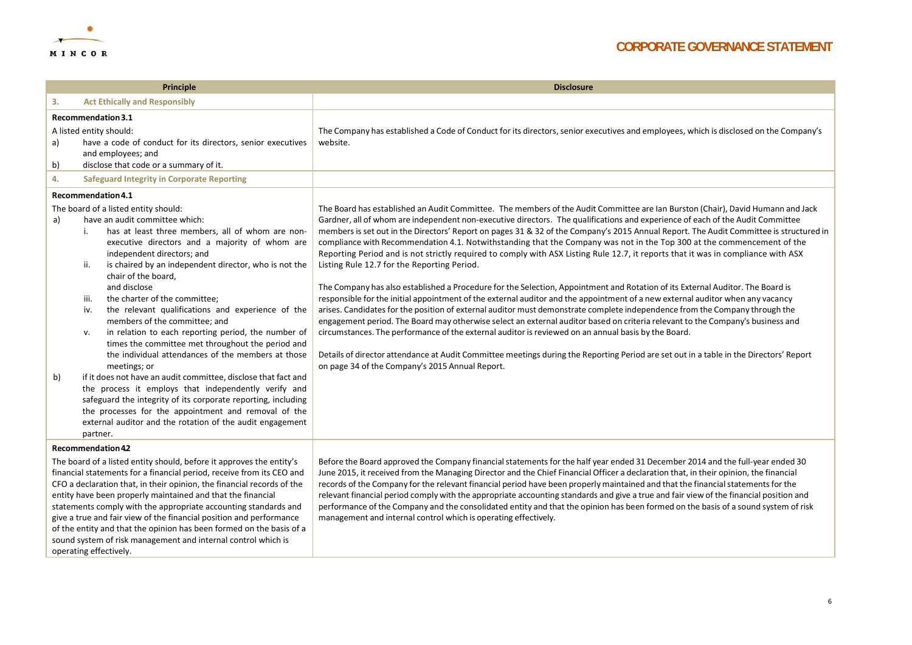| Principle | Disclosure |
|---|---|
| **3. Act Ethically and Responsibly** | |
| **Recommendation 3.1**<br>A listed entity should:<br>a) have a code of conduct for its directors, senior executives and employees; and<br>b) disclose that code or a summary of it. | The Company has established a Code of Conduct for its directors, senior executives and employees, which is disclosed on the Company's website. |
| **4. Safeguard Integrity in Corporate Reporting** | |
| **Recommendation 4.1**<br>The board of a listed entity should:<br>a) have an audit committee which:<br>i. has at least three members, all of whom are non-executive directors and a majority of whom are independent directors; and<br>ii. is chaired by an independent director, who is not the chair of the board,<br>and disclose<br>iii. the charter of the committee;<br>iv. the relevant qualifications and experience of the members of the committee; and<br>v. in relation to each reporting period, the number of times the committee met throughout the period and the individual attendances of the members at those meetings; or<br>b) if it does not have an audit committee, disclose that fact and the process it employs that independently verify and safeguard the integrity of its corporate reporting, including the processes for the appointment and removal of the external auditor and the rotation of the audit engagement partner. | The Board has established an Audit Committee. The members of the Audit Committee are Ian Burston (Chair), David Humann and Jack Gardner, all of whom are independent non-executive directors. The qualifications and experience of each of the Audit Committee members is set out in the Directors' Report on pages 31 & 32 of the Company's 2015 Annual Report. The Audit Committee is structured in compliance with Recommendation 4.1. Notwithstanding that the Company was not in the Top 300 at the commencement of the Reporting Period and is not strictly required to comply with ASX Listing Rule 12.7, it reports that it was in compliance with ASX Listing Rule 12.7 for the Reporting Period.<br><br>The Company has also established a Procedure for the Selection, Appointment and Rotation of its External Auditor. The Board is responsible for the initial appointment of the external auditor and the appointment of a new external auditor when any vacancy arises. Candidates for the position of external auditor must demonstrate complete independence from the Company through the engagement period. The Board may otherwise select an external auditor based on criteria relevant to the Company's business and circumstances. The performance of the external auditor is reviewed on an annual basis by the Board.<br><br>Details of director attendance at Audit Committee meetings during the Reporting Period are set out in a table in the Directors' Report on page 34 of the Company's 2015 Annual Report. |
| **Recommendation 4.2**<br>The board of a listed entity should, before it approves the entity's financial statements for a financial period, receive from its CEO and CFO a declaration that, in their opinion, the financial records of the entity have been properly maintained and that the financial statements comply with the appropriate accounting standards and give a true and fair view of the financial position and performance of the entity and that the opinion has been formed on the basis of a sound system of risk management and internal control which is operating effectively. | Before the Board approved the Company financial statements for the half year ended 31 December 2014 and the full-year ended 30 June 2015, it received from the Managing Director and the Chief Financial Officer a declaration that, in their opinion, the financial records of the Company for the relevant financial period have been properly maintained and that the financial statements for the relevant financial period comply with the appropriate accounting standards and give a true and fair view of the financial position and performance of the Company and the consolidated entity and that the opinion has been formed on the basis of a sound system of risk management and internal control which is operating effectively. |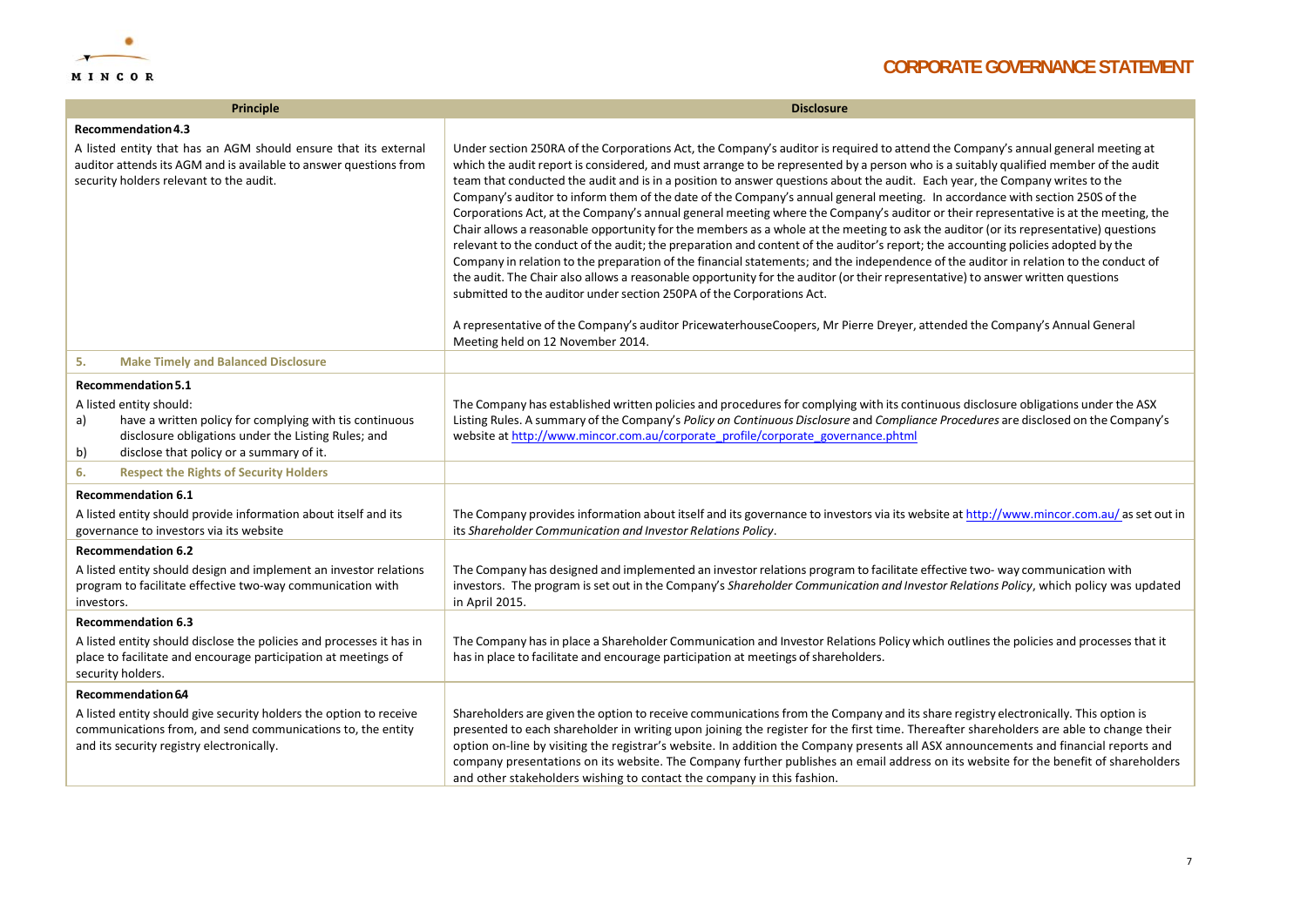| Principle | Disclosure |
|---|---|
| **Recommendation 4.3**<br>A listed entity that has an AGM should ensure that its external auditor attends its AGM and is available to answer questions from security holders relevant to the audit. | Under section 250RA of the Corporations Act, the Company's auditor is required to attend the Company's annual general meeting at which the audit report is considered, and must arrange to be represented by a person who is a suitably qualified member of the audit team that conducted the audit and is in a position to answer questions about the audit. Each year, the Company writes to the Company's auditor to inform them of the date of the Company's annual general meeting. In accordance with section 250S of the Corporations Act, at the Company's annual general meeting where the Company's auditor or their representative is at the meeting, the Chair allows a reasonable opportunity for the members as a whole at the meeting to ask the auditor (or its representative) questions relevant to the conduct of the audit; the preparation and content of the auditor's report; the accounting policies adopted by the Company in relation to the preparation of the financial statements; and the independence of the auditor in relation to the conduct of the audit. The Chair also allows a reasonable opportunity for the auditor (or their representative) to answer written questions submitted to the auditor under section 250PA of the Corporations Act.<br><br>A representative of the Company's auditor PricewaterhouseCoopers, Mr Pierre Dreyer, attended the Company's Annual General Meeting held on 12 November 2014. |
| **5. Make Timely and Balanced Disclosure** | |
| **Recommendation 5.1**<br>A listed entity should:<br>a) have a written policy for complying with tis continuous disclosure obligations under the Listing Rules; and<br>b) disclose that policy or a summary of it. | The Company has established written policies and procedures for complying with its continuous disclosure obligations under the ASX Listing Rules. A summary of the Company's *Policy on Continuous Disclosure* and *Compliance Procedures* are disclosed on the Company's website at http://www.mincor.com.au/corporate_profile/corporate_governance.phtml |
| **6. Respect the Rights of Security Holders** | |
| **Recommendation 6.1**<br>A listed entity should provide information about itself and its governance to investors via its website | The Company provides information about itself and its governance to investors via its website at http://www.mincor.com.au/ as set out in its *Shareholder Communication and Investor Relations Policy*. |
| **Recommendation 6.2**<br>A listed entity should design and implement an investor relations program to facilitate effective two-way communication with investors. | The Company has designed and implemented an investor relations program to facilitate effective two- way communication with investors. The program is set out in the Company's *Shareholder Communication and Investor Relations Policy*, which policy was updated in April 2015. |
| **Recommendation 6.3**<br>A listed entity should disclose the policies and processes it has in place to facilitate and encourage participation at meetings of security holders. | The Company has in place a Shareholder Communication and Investor Relations Policy which outlines the policies and processes that it has in place to facilitate and encourage participation at meetings of shareholders. |
| **Recommendation 6.4**<br>A listed entity should give security holders the option to receive communications from, and send communications to, the entity and its security registry electronically. | Shareholders are given the option to receive communications from the Company and its share registry electronically. This option is presented to each shareholder in writing upon joining the register for the first time. Thereafter shareholders are able to change their option on-line by visiting the registrar's website. In addition the Company presents all ASX announcements and financial reports and company presentations on its website. The Company further publishes an email address on its website for the benefit of shareholders and other stakeholders wishing to contact the company in this fashion. |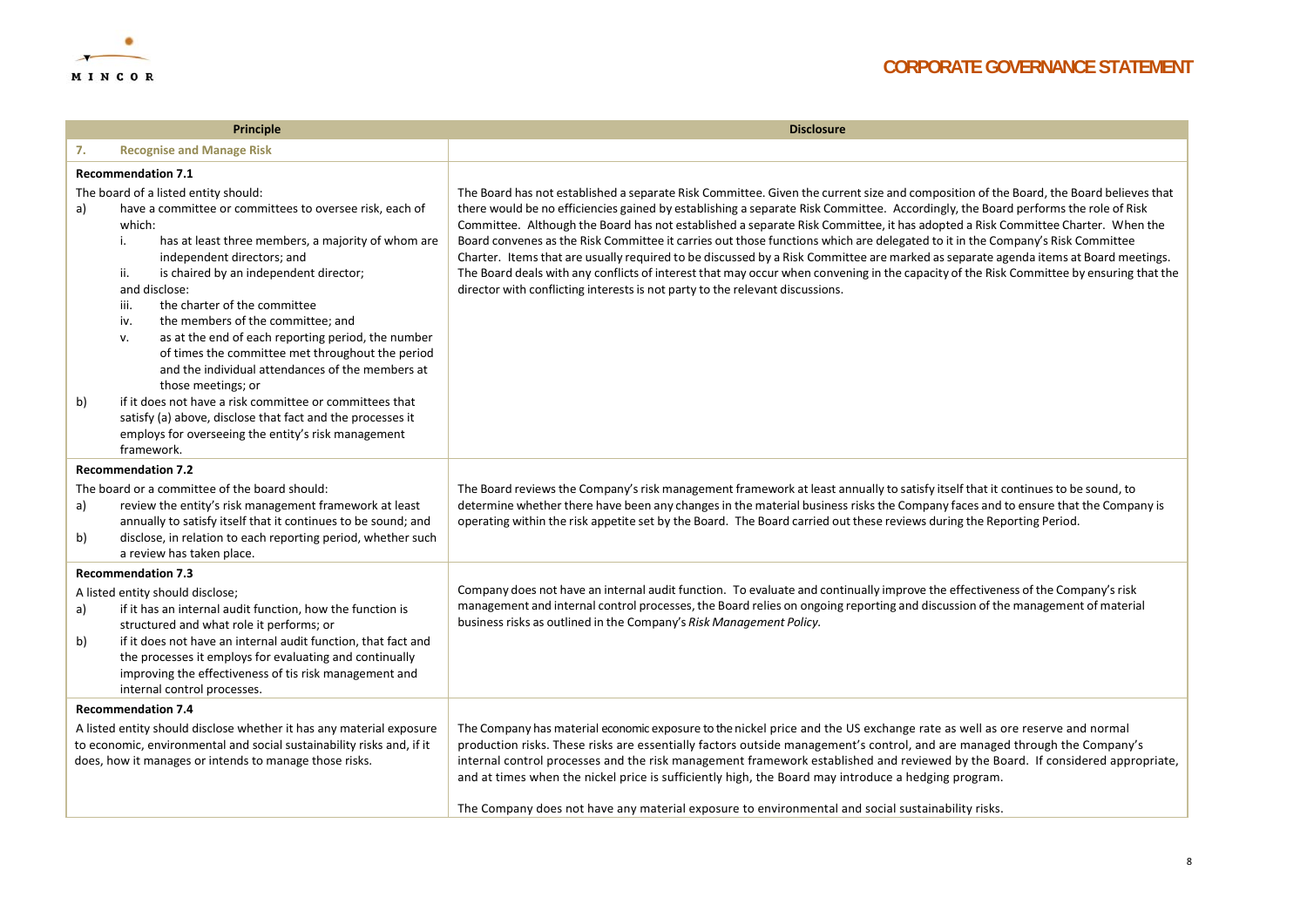| Principle | Disclosure |
|---|---|
| **7. Recognise and Manage Risk** | |
| **Recommendation 7.1**<br>The board of a listed entity should:<br>a) have a committee or committees to oversee risk, each of which:<br>i. has at least three members, a majority of whom are independent directors; and<br>ii. is chaired by an independent director;<br>and disclose:<br>iii. the charter of the committee<br>iv. the members of the committee; and<br>v. as at the end of each reporting period, the number of times the committee met throughout the period and the individual attendances of the members at those meetings; or<br>b) if it does not have a risk committee or committees that satisfy (a) above, disclose that fact and the processes it employs for overseeing the entity's risk management framework. | The Board has not established a separate Risk Committee. Given the current size and composition of the Board, the Board believes that there would be no efficiencies gained by establishing a separate Risk Committee. Accordingly, the Board performs the role of Risk Committee. Although the Board has not established a separate Risk Committee, it has adopted a Risk Committee Charter. When the Board convenes as the Risk Committee it carries out those functions which are delegated to it in the Company's Risk Committee Charter. Items that are usually required to be discussed by a Risk Committee are marked as separate agenda items at Board meetings. The Board deals with any conflicts of interest that may occur when convening in the capacity of the Risk Committee by ensuring that the director with conflicting interests is not party to the relevant discussions. |
| **Recommendation 7.2**<br>The board or a committee of the board should:<br>a) review the entity's risk management framework at least annually to satisfy itself that it continues to be sound; and<br>b) disclose, in relation to each reporting period, whether such a review has taken place. | The Board reviews the Company's risk management framework at least annually to satisfy itself that it continues to be sound, to determine whether there have been any changes in the material business risks the Company faces and to ensure that the Company is operating within the risk appetite set by the Board. The Board carried out these reviews during the Reporting Period. |
| **Recommendation 7.3**<br>A listed entity should disclose;<br>a) if it has an internal audit function, how the function is structured and what role it performs; or<br>b) if it does not have an internal audit function, that fact and the processes it employs for evaluating and continually improving the effectiveness of tis risk management and internal control processes. | Company does not have an internal audit function. To evaluate and continually improve the effectiveness of the Company's risk management and internal control processes, the Board relies on ongoing reporting and discussion of the management of material business risks as outlined in the Company's *Risk Management Policy.* |
| **Recommendation 7.4**<br>A listed entity should disclose whether it has any material exposure to economic, environmental and social sustainability risks and, if it does, how it manages or intends to manage those risks. | The Company has material economic exposure to the nickel price and the US exchange rate as well as ore reserve and normal production risks. These risks are essentially factors outside management's control, and are managed through the Company's internal control processes and the risk management framework established and reviewed by the Board. If considered appropriate, and at times when the nickel price is sufficiently high, the Board may introduce a hedging program.<br><br>The Company does not have any material exposure to environmental and social sustainability risks. |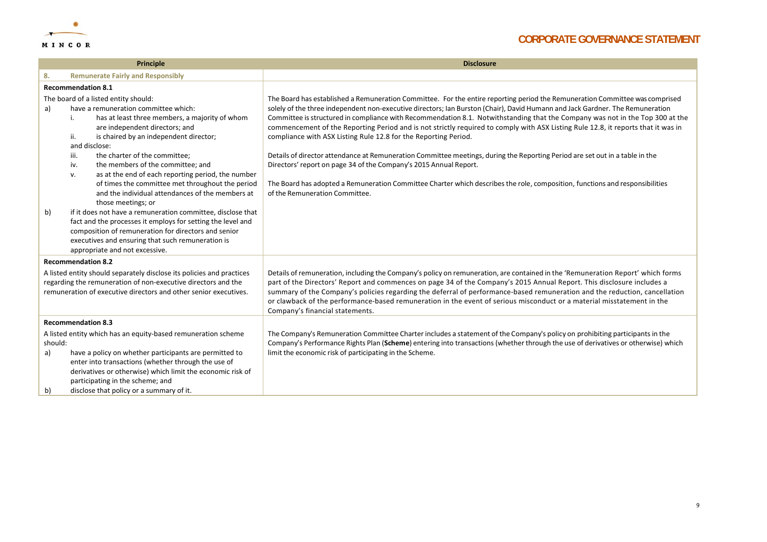| Principle | Disclosure |
|---|---|
| **8. Remunerate Fairly and Responsibly** | |
| **Recommendation 8.1**<br><br>The board of a listed entity should:<br>a) have a remuneration committee which:<br>i. has at least three members, a majority of whom are independent directors; and<br>ii. is chaired by an independent director;<br>and disclose:<br>iii. the charter of the committee;<br>iv. the members of the committee; and<br>v. as at the end of each reporting period, the number of times the committee met throughout the period and the individual attendances of the members at those meetings; or<br>b) if it does not have a remuneration committee, disclose that fact and the processes it employs for setting the level and composition of remuneration for directors and senior executives and ensuring that such remuneration is appropriate and not excessive. | The Board has established a Remuneration Committee. For the entire reporting period the Remuneration Committee was comprised solely of the three independent non-executive directors; Ian Burston (Chair), David Humann and Jack Gardner. The Remuneration Committee is structured in compliance with Recommendation 8.1. Notwithstanding that the Company was not in the Top 300 at the commencement of the Reporting Period and is not strictly required to comply with ASX Listing Rule 12.8, it reports that it was in compliance with ASX Listing Rule 12.8 for the Reporting Period.<br><br>Details of director attendance at Remuneration Committee meetings, during the Reporting Period are set out in a table in the Directors' report on page 34 of the Company's 2015 Annual Report.<br><br>The Board has adopted a Remuneration Committee Charter which describes the role, composition, functions and responsibilities of the Remuneration Committee. |
| **Recommendation 8.2**<br><br>A listed entity should separately disclose its policies and practices regarding the remuneration of non-executive directors and the remuneration of executive directors and other senior executives. | Details of remuneration, including the Company's policy on remuneration, are contained in the 'Remuneration Report' which forms part of the Directors' Report and commences on page 34 of the Company's 2015 Annual Report. This disclosure includes a summary of the Company's policies regarding the deferral of performance-based remuneration and the reduction, cancellation or clawback of the performance-based remuneration in the event of serious misconduct or a material misstatement in the Company's financial statements. |
| **Recommendation 8.3**<br><br>A listed entity which has an equity-based remuneration scheme should:<br>a) have a policy on whether participants are permitted to enter into transactions (whether through the use of derivatives or otherwise) which limit the economic risk of participating in the scheme; and<br>b) disclose that policy or a summary of it. | The Company's Remuneration Committee Charter includes a statement of the Company's policy on prohibiting participants in the Company's Performance Rights Plan (**Scheme**) entering into transactions (whether through the use of derivatives or otherwise) which limit the economic risk of participating in the Scheme. |